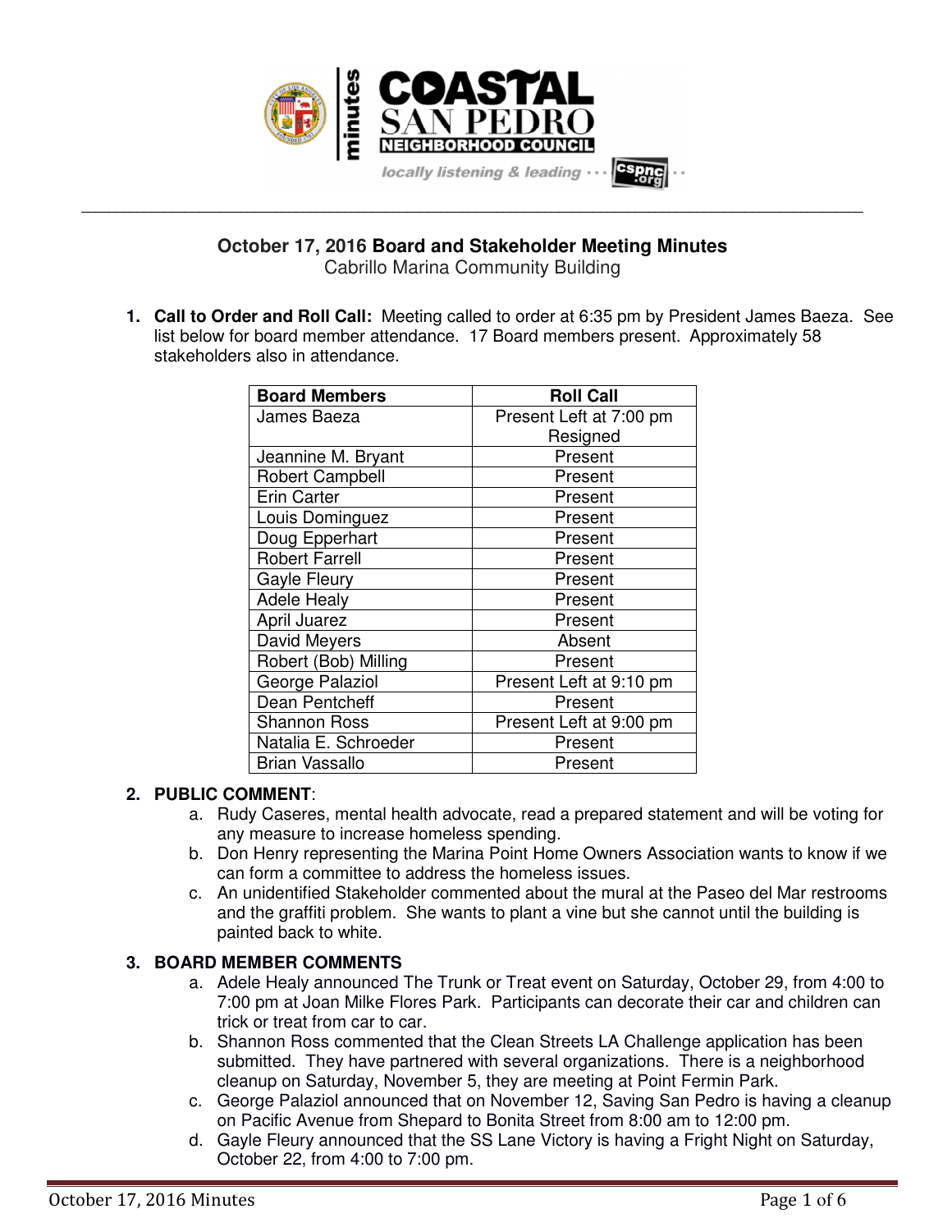# October 17, 2016 Board and Stakeholder Meeting Minutes

Cabrillo Marina Community Building

1. **Call to Order and Roll Call:** Meeting called to order at 6:35 pm by President James Baeza. See list below for board member attendance. 17 Board members present. Approximately 58 stakeholders also in attendance.

| Board Members | Roll Call |
|---|---|
| James Baeza | Present Left at 7:00 pm Resigned |
| Jeannine M. Bryant | Present |
| Robert Campbell | Present |
| Erin Carter | Present |
| Louis Dominguez | Present |
| Doug Epperhart | Present |
| Robert Farrell | Present |
| Gayle Fleury | Present |
| Adele Healy | Present |
| April Juarez | Present |
| David Meyers | Absent |
| Robert (Bob) Milling | Present |
| George Palaziol | Present Left at 9:10 pm |
| Dean Pentcheff | Present |
| Shannon Ross | Present Left at 9:00 pm |
| Natalia E. Schroeder | Present |
| Brian Vassallo | Present |

2. **PUBLIC COMMENT**:
   a. Rudy Caseres, mental health advocate, read a prepared statement and will be voting for any measure to increase homeless spending.
   b. Don Henry representing the Marina Point Home Owners Association wants to know if we can form a committee to address the homeless issues.
   c. An unidentified Stakeholder commented about the mural at the Paseo del Mar restrooms and the graffiti problem. She wants to plant a vine but she cannot until the building is painted back to white.

3. **BOARD MEMBER COMMENTS**
   a. Adele Healy announced The Trunk or Treat event on Saturday, October 29, from 4:00 to 7:00 pm at Joan Milke Flores Park. Participants can decorate their car and children can trick or treat from car to car.
   b. Shannon Ross commented that the Clean Streets LA Challenge application has been submitted. They have partnered with several organizations. There is a neighborhood cleanup on Saturday, November 5, they are meeting at Point Fermin Park.
   c. George Palaziol announced that on November 12, Saving San Pedro is having a cleanup on Pacific Avenue from Shepard to Bonita Street from 8:00 am to 12:00 pm.
   d. Gayle Fleury announced that the SS Lane Victory is having a Fright Night on Saturday, October 22, from 4:00 to 7:00 pm.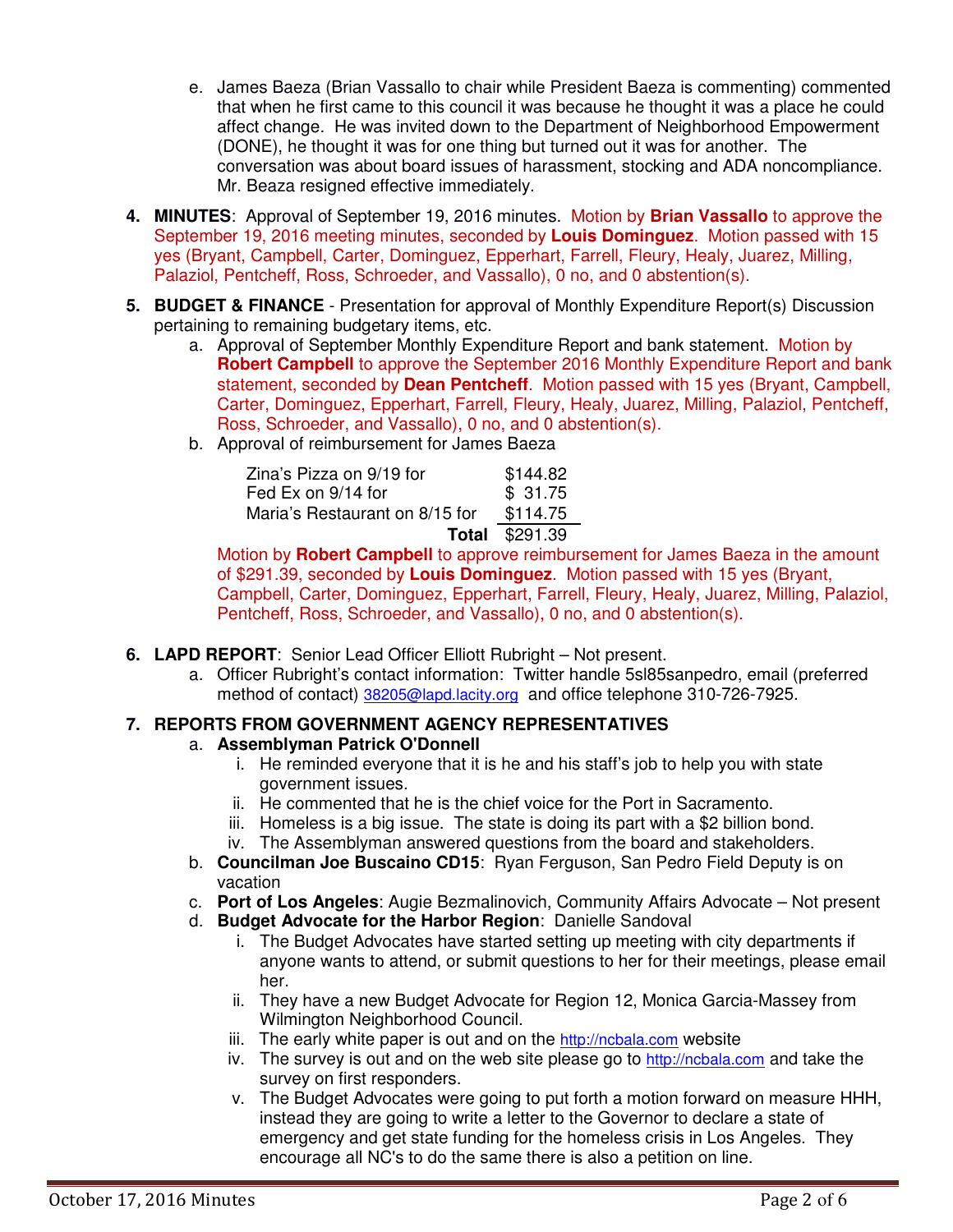e. James Baeza (Brian Vassallo to chair while President Baeza is commenting) commented that when he first came to this council it was because he thought it was a place he could affect change. He was invited down to the Department of Neighborhood Empowerment (DONE), he thought it was for one thing but turned out it was for another. The conversation was about board issues of harassment, stocking and ADA noncompliance. Mr. Beaza resigned effective immediately.

4. **MINUTES**: Approval of September 19, 2016 minutes. Motion by **Brian Vassallo** to approve the September 19, 2016 meeting minutes, seconded by **Louis Dominguez**. Motion passed with 15 yes (Bryant, Campbell, Carter, Dominguez, Epperhart, Farrell, Fleury, Healy, Juarez, Milling, Palaziol, Pentcheff, Ross, Schroeder, and Vassallo), 0 no, and 0 abstention(s).

5. **BUDGET & FINANCE** - Presentation for approval of Monthly Expenditure Report(s) Discussion pertaining to remaining budgetary items, etc.
   a. Approval of September Monthly Expenditure Report and bank statement. Motion by **Robert Campbell** to approve the September 2016 Monthly Expenditure Report and bank statement, seconded by **Dean Pentcheff**. Motion passed with 15 yes (Bryant, Campbell, Carter, Dominguez, Epperhart, Farrell, Fleury, Healy, Juarez, Milling, Palaziol, Pentcheff, Ross, Schroeder, and Vassallo), 0 no, and 0 abstention(s).
   b. Approval of reimbursement for James Baeza

| | |
|---|---|
| Zina's Pizza on 9/19 for | $144.82 |
| Fed Ex on 9/14 for | $ 31.75 |
| Maria's Restaurant on 8/15 for | $114.75 |
| **Total** | $291.39 |

   Motion by **Robert Campbell** to approve reimbursement for James Baeza in the amount of $291.39, seconded by **Louis Dominguez**. Motion passed with 15 yes (Bryant, Campbell, Carter, Dominguez, Epperhart, Farrell, Fleury, Healy, Juarez, Milling, Palaziol, Pentcheff, Ross, Schroeder, and Vassallo), 0 no, and 0 abstention(s).

6. **LAPD REPORT**: Senior Lead Officer Elliott Rubright – Not present.
   a. Officer Rubright's contact information: Twitter handle 5sl85sanpedro, email (preferred method of contact) 38205@lapd.lacity.org and office telephone 310-726-7925.

7. **REPORTS FROM GOVERNMENT AGENCY REPRESENTATIVES**
   a. **Assemblyman Patrick O'Donnell**
      i. He reminded everyone that it is he and his staff's job to help you with state government issues.
      ii. He commented that he is the chief voice for the Port in Sacramento.
      iii. Homeless is a big issue. The state is doing its part with a $2 billion bond.
      iv. The Assemblyman answered questions from the board and stakeholders.
   b. **Councilman Joe Buscaino CD15**: Ryan Ferguson, San Pedro Field Deputy is on vacation
   c. **Port of Los Angeles**: Augie Bezmalinovich, Community Affairs Advocate – Not present
   d. **Budget Advocate for the Harbor Region**: Danielle Sandoval
      i. The Budget Advocates have started setting up meeting with city departments if anyone wants to attend, or submit questions to her for their meetings, please email her.
      ii. They have a new Budget Advocate for Region 12, Monica Garcia-Massey from Wilmington Neighborhood Council.
      iii. The early white paper is out and on the http://ncbala.com website
      iv. The survey is out and on the web site please go to http://ncbala.com and take the survey on first responders.
      v. The Budget Advocates were going to put forth a motion forward on measure HHH, instead they are going to write a letter to the Governor to declare a state of emergency and get state funding for the homeless crisis in Los Angeles. They encourage all NC's to do the same there is also a petition on line.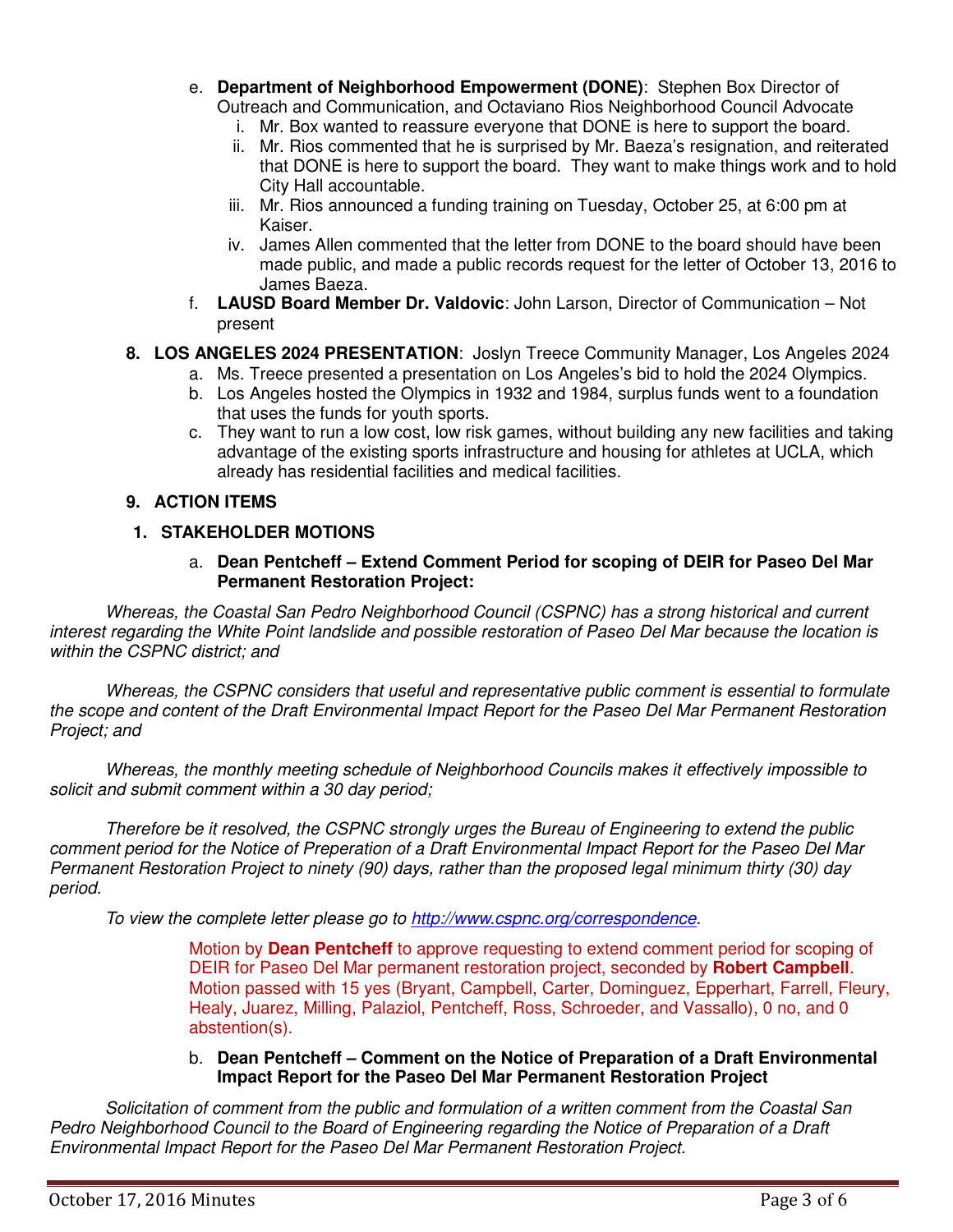e. **Department of Neighborhood Empowerment (DONE)**: Stephen Box Director of Outreach and Communication, and Octaviano Rios Neighborhood Council Advocate
   i. Mr. Box wanted to reassure everyone that DONE is here to support the board.
   ii. Mr. Rios commented that he is surprised by Mr. Baeza's resignation, and reiterated that DONE is here to support the board. They want to make things work and to hold City Hall accountable.
   iii. Mr. Rios announced a funding training on Tuesday, October 25, at 6:00 pm at Kaiser.
   iv. James Allen commented that the letter from DONE to the board should have been made public, and made a public records request for the letter of October 13, 2016 to James Baeza.

f. **LAUSD Board Member Dr. Valdovic**: John Larson, Director of Communication – Not present

**8. LOS ANGELES 2024 PRESENTATION**: Joslyn Treece Community Manager, Los Angeles 2024

a. Ms. Treece presented a presentation on Los Angeles's bid to hold the 2024 Olympics.
b. Los Angeles hosted the Olympics in 1932 and 1984, surplus funds went to a foundation that uses the funds for youth sports.
c. They want to run a low cost, low risk games, without building any new facilities and taking advantage of the existing sports infrastructure and housing for athletes at UCLA, which already has residential facilities and medical facilities.

**9. ACTION ITEMS**

**1. STAKEHOLDER MOTIONS**

a. **Dean Pentcheff – Extend Comment Period for scoping of DEIR for Paseo Del Mar Permanent Restoration Project:**

*Whereas, the Coastal San Pedro Neighborhood Council (CSPNC) has a strong historical and current interest regarding the White Point landslide and possible restoration of Paseo Del Mar because the location is within the CSPNC district; and*

*Whereas, the CSPNC considers that useful and representative public comment is essential to formulate the scope and content of the Draft Environmental Impact Report for the Paseo Del Mar Permanent Restoration Project; and*

*Whereas, the monthly meeting schedule of Neighborhood Councils makes it effectively impossible to solicit and submit comment within a 30 day period;*

*Therefore be it resolved, the CSPNC strongly urges the Bureau of Engineering to extend the public comment period for the Notice of Preperation of a Draft Environmental Impact Report for the Paseo Del Mar Permanent Restoration Project to ninety (90) days, rather than the proposed legal minimum thirty (30) day period.*

*To view the complete letter please go to [http://www.cspnc.org/correspondence](http://www.cspnc.org/correspondence).*

Motion by **Dean Pentcheff** to approve requesting to extend comment period for scoping of DEIR for Paseo Del Mar permanent restoration project, seconded by **Robert Campbell**. Motion passed with 15 yes (Bryant, Campbell, Carter, Dominguez, Epperhart, Farrell, Fleury, Healy, Juarez, Milling, Palaziol, Pentcheff, Ross, Schroeder, and Vassallo), 0 no, and 0 abstention(s).

b. **Dean Pentcheff – Comment on the Notice of Preparation of a Draft Environmental Impact Report for the Paseo Del Mar Permanent Restoration Project**

*Solicitation of comment from the public and formulation of a written comment from the Coastal San Pedro Neighborhood Council to the Board of Engineering regarding the Notice of Preparation of a Draft Environmental Impact Report for the Paseo Del Mar Permanent Restoration Project.*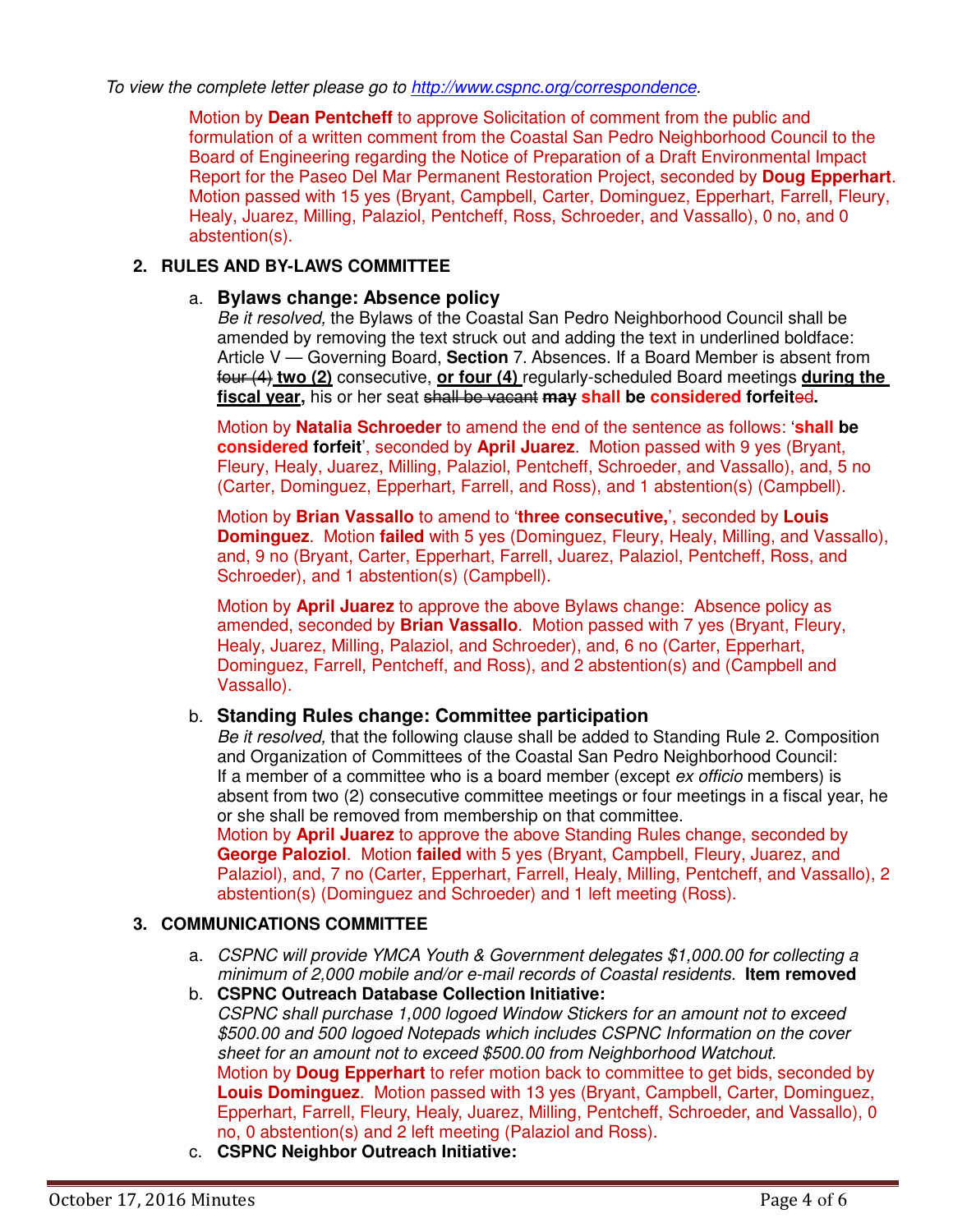*To view the complete letter please go to http://www.cspnc.org/correspondence.*

Motion by **Dean Pentcheff** to approve Solicitation of comment from the public and formulation of a written comment from the Coastal San Pedro Neighborhood Council to the Board of Engineering regarding the Notice of Preparation of a Draft Environmental Impact Report for the Paseo Del Mar Permanent Restoration Project, seconded by **Doug Epperhart**. Motion passed with 15 yes (Bryant, Campbell, Carter, Dominguez, Epperhart, Farrell, Fleury, Healy, Juarez, Milling, Palaziol, Pentcheff, Ross, Schroeder, and Vassallo), 0 no, and 0 abstention(s).

**2. RULES AND BY-LAWS COMMITTEE**

a. **Bylaws change: Absence policy**
*Be it resolved,* the Bylaws of the Coastal San Pedro Neighborhood Council shall be amended by removing the text struck out and adding the text in underlined boldface: Article V — Governing Board, **Section** 7. Absences. If a Board Member is absent from ~~four (4)~~ **two (2)** consecutive, **or four (4)** regularly-scheduled Board meetings **during the fiscal year,** his or her seat ~~shall be vacant~~ ~~**may**~~ **shall be considered forfeit**~~ed~~**.**

Motion by **Natalia Schroeder** to amend the end of the sentence as follows: '**shall be considered forfeit**', seconded by **April Juarez**. Motion passed with 9 yes (Bryant, Fleury, Healy, Juarez, Milling, Palaziol, Pentcheff, Schroeder, and Vassallo), and, 5 no (Carter, Dominguez, Epperhart, Farrell, and Ross), and 1 abstention(s) (Campbell).

Motion by **Brian Vassallo** to amend to '**three consecutive,**', seconded by **Louis Dominguez**. Motion **failed** with 5 yes (Dominguez, Fleury, Healy, Milling, and Vassallo), and, 9 no (Bryant, Carter, Epperhart, Farrell, Juarez, Palaziol, Pentcheff, Ross, and Schroeder), and 1 abstention(s) (Campbell).

Motion by **April Juarez** to approve the above Bylaws change: Absence policy as amended, seconded by **Brian Vassallo**. Motion passed with 7 yes (Bryant, Fleury, Healy, Juarez, Milling, Palaziol, and Schroeder), and, 6 no (Carter, Epperhart, Dominguez, Farrell, Pentcheff, and Ross), and 2 abstention(s) and (Campbell and Vassallo).

b. **Standing Rules change: Committee participation**
*Be it resolved,* that the following clause shall be added to Standing Rule 2. Composition and Organization of Committees of the Coastal San Pedro Neighborhood Council: If a member of a committee who is a board member (except *ex officio* members) is absent from two (2) consecutive committee meetings or four meetings in a fiscal year, he or she shall be removed from membership on that committee.
Motion by **April Juarez** to approve the above Standing Rules change, seconded by **George Paloziol**. Motion **failed** with 5 yes (Bryant, Campbell, Fleury, Juarez, and Palaziol), and, 7 no (Carter, Epperhart, Farrell, Healy, Milling, Pentcheff, and Vassallo), 2 abstention(s) (Dominguez and Schroeder) and 1 left meeting (Ross).

**3. COMMUNICATIONS COMMITTEE**

a. *CSPNC will provide YMCA Youth & Government delegates $1,000.00 for collecting a minimum of 2,000 mobile and/or e-mail records of Coastal residents.* **Item removed**

b. **CSPNC Outreach Database Collection Initiative:**
*CSPNC shall purchase 1,000 logoed Window Stickers for an amount not to exceed $500.00 and 500 logoed Notepads which includes CSPNC Information on the cover sheet for an amount not to exceed $500.00 from Neighborhood Watchout.*
Motion by **Doug Epperhart** to refer motion back to committee to get bids, seconded by **Louis Dominguez**. Motion passed with 13 yes (Bryant, Campbell, Carter, Dominguez, Epperhart, Farrell, Fleury, Healy, Juarez, Milling, Pentcheff, Schroeder, and Vassallo), 0 no, 0 abstention(s) and 2 left meeting (Palaziol and Ross).

c. **CSPNC Neighbor Outreach Initiative:**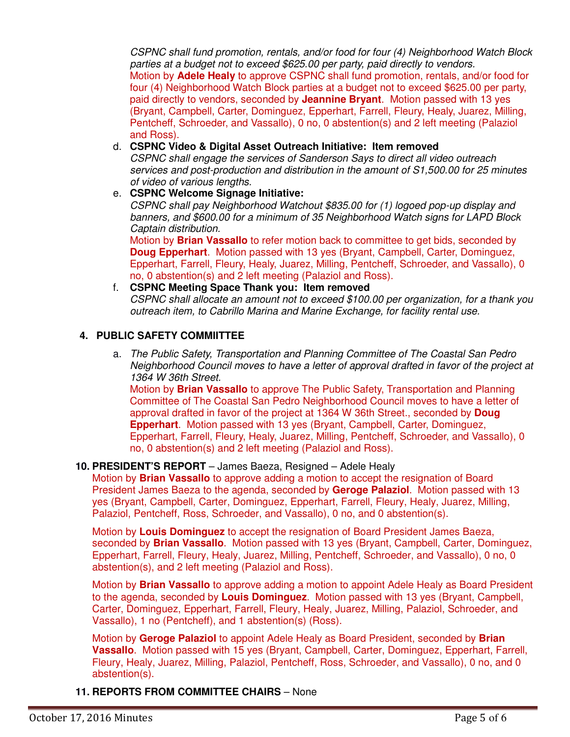*CSPNC shall fund promotion, rentals, and/or food for four (4) Neighborhood Watch Block parties at a budget not to exceed $625.00 per party, paid directly to vendors.*

Motion by **Adele Healy** to approve CSPNC shall fund promotion, rentals, and/or food for four (4) Neighborhood Watch Block parties at a budget not to exceed $625.00 per party, paid directly to vendors, seconded by **Jeannine Bryant**. Motion passed with 13 yes (Bryant, Campbell, Carter, Dominguez, Epperhart, Farrell, Fleury, Healy, Juarez, Milling, Pentcheff, Schroeder, and Vassallo), 0 no, 0 abstention(s) and 2 left meeting (Palaziol and Ross).

d. **CSPNC Video & Digital Asset Outreach Initiative: Item removed**
*CSPNC shall engage the services of Sanderson Says to direct all video outreach services and post-production and distribution in the amount of S1,500.00 for 25 minutes of video of various lengths.*

e. **CSPNC Welcome Signage Initiative:**
*CSPNC shall pay Neighborhood Watchout $835.00 for (1) logoed pop-up display and banners, and $600.00 for a minimum of 35 Neighborhood Watch signs for LAPD Block Captain distribution.*
Motion by **Brian Vassallo** to refer motion back to committee to get bids, seconded by **Doug Epperhart**. Motion passed with 13 yes (Bryant, Campbell, Carter, Dominguez, Epperhart, Farrell, Fleury, Healy, Juarez, Milling, Pentcheff, Schroeder, and Vassallo), 0 no, 0 abstention(s) and 2 left meeting (Palaziol and Ross).

f. **CSPNC Meeting Space Thank you: Item removed**
*CSPNC shall allocate an amount not to exceed $100.00 per organization, for a thank you outreach item, to Cabrillo Marina and Marine Exchange, for facility rental use.*

**4. PUBLIC SAFETY COMMIITTEE**

a. *The Public Safety, Transportation and Planning Committee of The Coastal San Pedro Neighborhood Council moves to have a letter of approval drafted in favor of the project at 1364 W 36th Street.*
Motion by **Brian Vassallo** to approve The Public Safety, Transportation and Planning Committee of The Coastal San Pedro Neighborhood Council moves to have a letter of approval drafted in favor of the project at 1364 W 36th Street., seconded by **Doug Epperhart**. Motion passed with 13 yes (Bryant, Campbell, Carter, Dominguez, Epperhart, Farrell, Fleury, Healy, Juarez, Milling, Pentcheff, Schroeder, and Vassallo), 0 no, 0 abstention(s) and 2 left meeting (Palaziol and Ross).

**10. PRESIDENT'S REPORT** – James Baeza, Resigned – Adele Healy

Motion by **Brian Vassallo** to approve adding a motion to accept the resignation of Board President James Baeza to the agenda, seconded by **Geroge Palaziol**. Motion passed with 13 yes (Bryant, Campbell, Carter, Dominguez, Epperhart, Farrell, Fleury, Healy, Juarez, Milling, Palaziol, Pentcheff, Ross, Schroeder, and Vassallo), 0 no, and 0 abstention(s).

Motion by **Louis Dominguez** to accept the resignation of Board President James Baeza, seconded by **Brian Vassallo**. Motion passed with 13 yes (Bryant, Campbell, Carter, Dominguez, Epperhart, Farrell, Fleury, Healy, Juarez, Milling, Pentcheff, Schroeder, and Vassallo), 0 no, 0 abstention(s), and 2 left meeting (Palaziol and Ross).

Motion by **Brian Vassallo** to approve adding a motion to appoint Adele Healy as Board President to the agenda, seconded by **Louis Dominguez**. Motion passed with 13 yes (Bryant, Campbell, Carter, Dominguez, Epperhart, Farrell, Fleury, Healy, Juarez, Milling, Palaziol, Schroeder, and Vassallo), 1 no (Pentcheff), and 1 abstention(s) (Ross).

Motion by **Geroge Palaziol** to appoint Adele Healy as Board President, seconded by **Brian Vassallo**. Motion passed with 15 yes (Bryant, Campbell, Carter, Dominguez, Epperhart, Farrell, Fleury, Healy, Juarez, Milling, Palaziol, Pentcheff, Ross, Schroeder, and Vassallo), 0 no, and 0 abstention(s).

**11. REPORTS FROM COMMITTEE CHAIRS** – None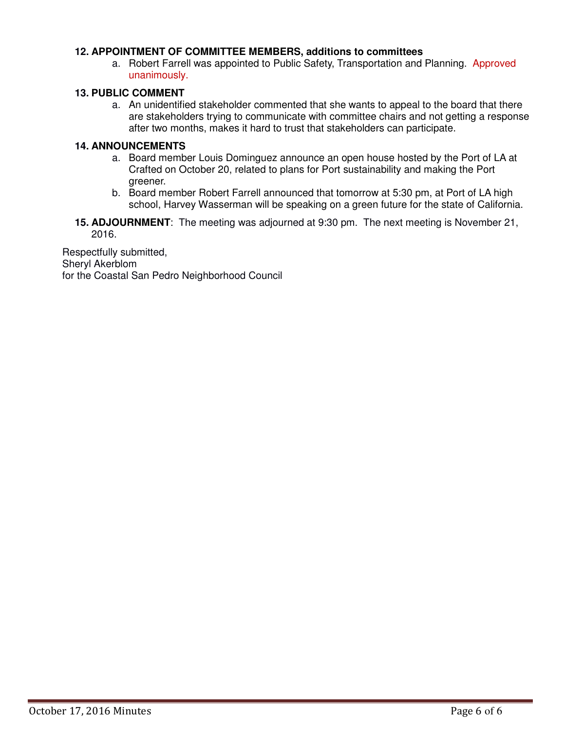**12. APPOINTMENT OF COMMITTEE MEMBERS, additions to committees**

a. Robert Farrell was appointed to Public Safety, Transportation and Planning. Approved unanimously.

**13. PUBLIC COMMENT**

a. An unidentified stakeholder commented that she wants to appeal to the board that there are stakeholders trying to communicate with committee chairs and not getting a response after two months, makes it hard to trust that stakeholders can participate.

**14. ANNOUNCEMENTS**

a. Board member Louis Dominguez announce an open house hosted by the Port of LA at Crafted on October 20, related to plans for Port sustainability and making the Port greener.

b. Board member Robert Farrell announced that tomorrow at 5:30 pm, at Port of LA high school, Harvey Wasserman will be speaking on a green future for the state of California.

**15. ADJOURNMENT**: The meeting was adjourned at 9:30 pm. The next meeting is November 21, 2016.

Respectfully submitted,
Sheryl Akerblom
for the Coastal San Pedro Neighborhood Council